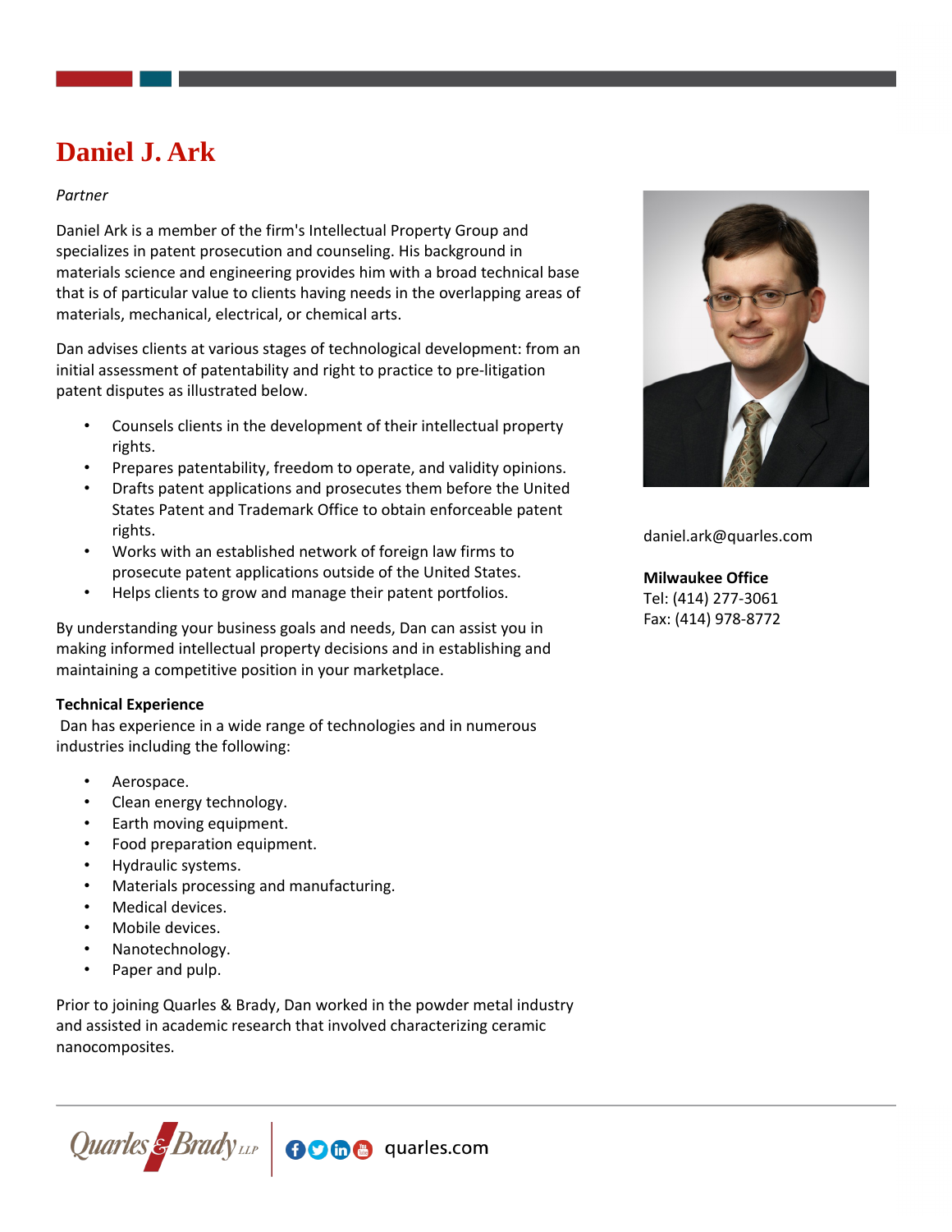# Daniel J. Ark

*Partner*

Daniel Ark is a member of the firm's Intellectual Property Group and specializes in patent prosecution and counseling. His background in materials science and engineering provides him with a broad technical base that is of particular value to clients having needs in the overlapping areas of materials, mechanical, electrical, or chemical arts.

Dan advises clients at various stages of technological development: from an initial assessment of patentability and right to practice to pre-litigation patent disputes as illustrated below.

- Counsels clients in the development of their intellectual property rights.
- Prepares patentability, freedom to operate, and validity opinions.
- Drafts patent applications and prosecutes them before the United States Patent and Trademark Office to obtain enforceable patent rights.
- Works with an established network of foreign law firms to prosecute patent applications outside of the United States.
- Helps clients to grow and manage their patent portfolios.

By understanding your business goals and needs, Dan can assist you in making informed intellectual property decisions and in establishing and maintaining a competitive position in your marketplace.

**Technical Experience**

Dan has experience in a wide range of technologies and in numerous industries including the following:

- Aerospace.
- Clean energy technology.
- Earth moving equipment.
- Food preparation equipment.
- Hydraulic systems.
- Materials processing and manufacturing.
- Medical devices.
- Mobile devices.
- Nanotechnology.
- Paper and pulp.

Prior to joining Quarles & Brady, Dan worked in the powder metal industry and assisted in academic research that involved characterizing ceramic nanocomposites.

daniel.ark@quarles.com

**Milwaukee Office**
Tel: (414) 277-3061
Fax: (414) 978-8772

Quarles & Brady LLP | quarles.com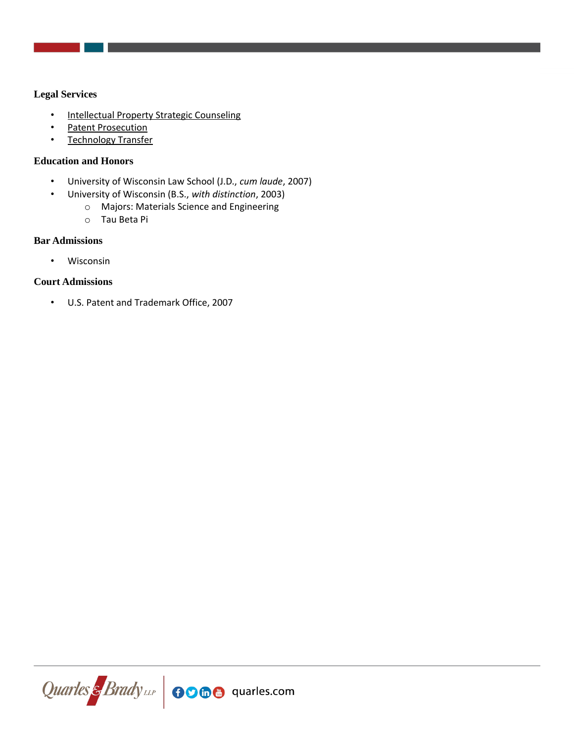## Legal Services

- Intellectual Property Strategic Counseling
- Patent Prosecution
- Technology Transfer

## Education and Honors

- University of Wisconsin Law School (J.D., *cum laude*, 2007)
- University of Wisconsin (B.S., *with distinction*, 2003)
  - Majors: Materials Science and Engineering
  - Tau Beta Pi

## Bar Admissions

- Wisconsin

## Court Admissions

- U.S. Patent and Trademark Office, 2007